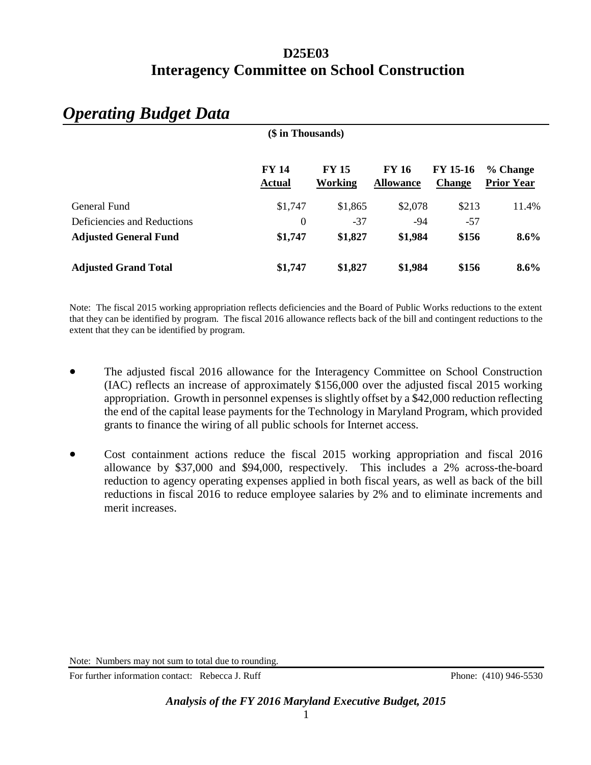# D25E03
# Interagency Committee on School Construction

## *Operating Budget Data*

**($ in Thousands)**

| | **FY 14 Actual** | **FY 15 Working** | **FY 16 Allowance** | **FY 15-16 Change** | **% Change Prior Year** |
|---|---|---|---|---|---|
| General Fund | $1,747 | $1,865 | $2,078 | $213 | 11.4% |
| Deficiencies and Reductions | 0 | -37 | -94 | -57 | |
| **Adjusted General Fund** | **$1,747** | **$1,827** | **$1,984** | **$156** | **8.6%** |
| **Adjusted Grand Total** | **$1,747** | **$1,827** | **$1,984** | **$156** | **8.6%** |

Note: The fiscal 2015 working appropriation reflects deficiencies and the Board of Public Works reductions to the extent that they can be identified by program. The fiscal 2016 allowance reflects back of the bill and contingent reductions to the extent that they can be identified by program.

- The adjusted fiscal 2016 allowance for the Interagency Committee on School Construction (IAC) reflects an increase of approximately $156,000 over the adjusted fiscal 2015 working appropriation. Growth in personnel expenses is slightly offset by a $42,000 reduction reflecting the end of the capital lease payments for the Technology in Maryland Program, which provided grants to finance the wiring of all public schools for Internet access.
- Cost containment actions reduce the fiscal 2015 working appropriation and fiscal 2016 allowance by $37,000 and $94,000, respectively. This includes a 2% across-the-board reduction to agency operating expenses applied in both fiscal years, as well as back of the bill reductions in fiscal 2016 to reduce employee salaries by 2% and to eliminate increments and merit increases.

Note: Numbers may not sum to total due to rounding.

For further information contact: Rebecca J. Ruff Phone: (410) 946-5530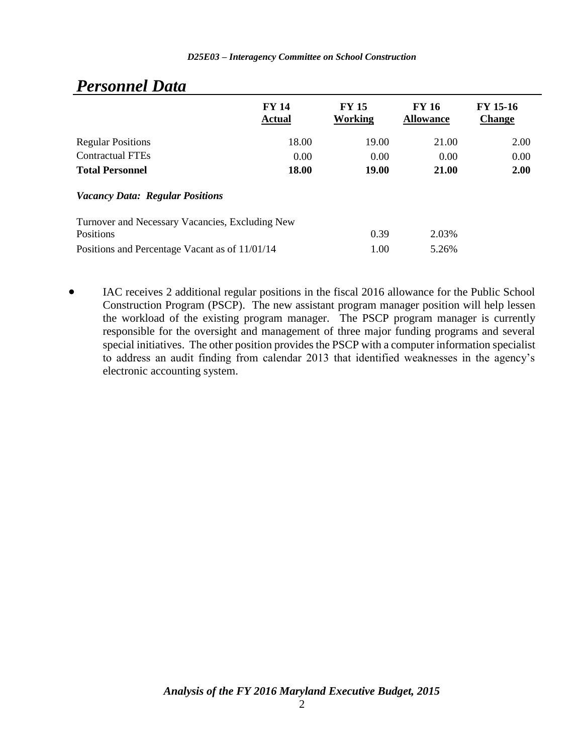## *Personnel Data*

| | FY 14 Actual | FY 15 Working | FY 16 Allowance | FY 15-16 Change |
|---|---|---|---|---|
| Regular Positions | 18.00 | 19.00 | 21.00 | 2.00 |
| Contractual FTEs | 0.00 | 0.00 | 0.00 | 0.00 |
| **Total Personnel** | **18.00** | **19.00** | **21.00** | **2.00** |

***Vacancy Data: Regular Positions***

| | | |
|---|---|---|
| Turnover and Necessary Vacancies, Excluding New Positions | 0.39 | 2.03% |
| Positions and Percentage Vacant as of 11/01/14 | 1.00 | 5.26% |

- IAC receives 2 additional regular positions in the fiscal 2016 allowance for the Public School Construction Program (PSCP). The new assistant program manager position will help lessen the workload of the existing program manager. The PSCP program manager is currently responsible for the oversight and management of three major funding programs and several special initiatives. The other position provides the PSCP with a computer information specialist to address an audit finding from calendar 2013 that identified weaknesses in the agency's electronic accounting system.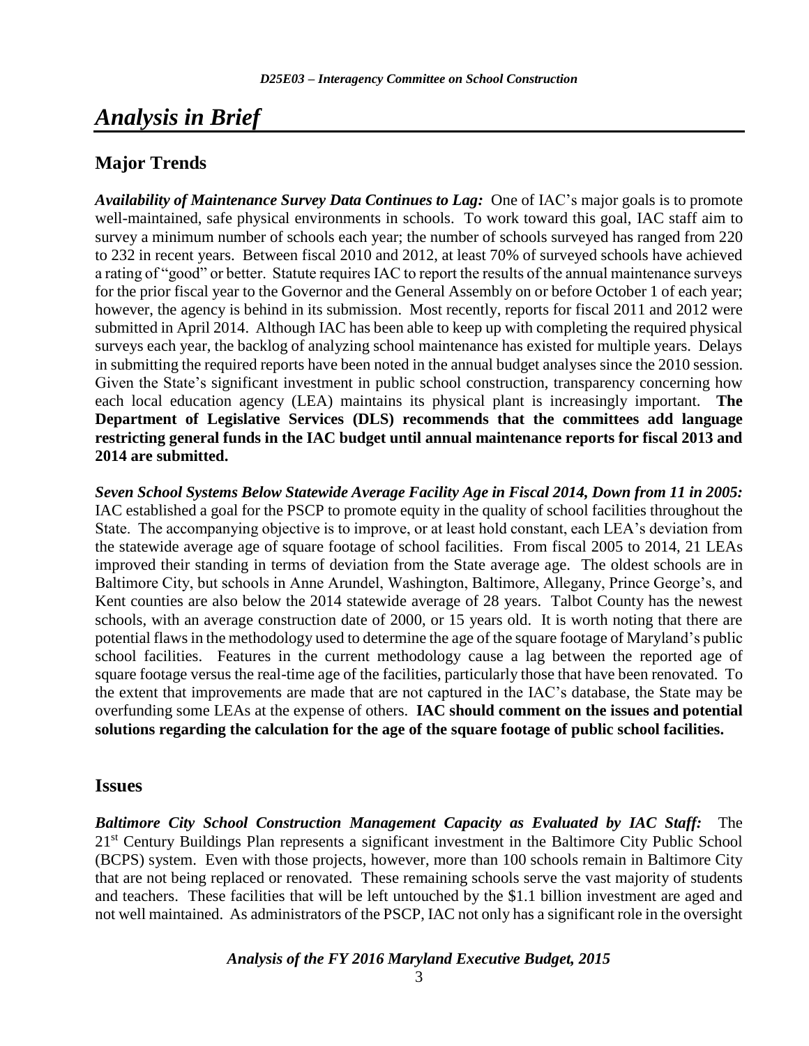# *Analysis in Brief*

## Major Trends

***Availability of Maintenance Survey Data Continues to Lag:*** One of IAC's major goals is to promote well-maintained, safe physical environments in schools. To work toward this goal, IAC staff aim to survey a minimum number of schools each year; the number of schools surveyed has ranged from 220 to 232 in recent years. Between fiscal 2010 and 2012, at least 70% of surveyed schools have achieved a rating of "good" or better. Statute requires IAC to report the results of the annual maintenance surveys for the prior fiscal year to the Governor and the General Assembly on or before October 1 of each year; however, the agency is behind in its submission. Most recently, reports for fiscal 2011 and 2012 were submitted in April 2014. Although IAC has been able to keep up with completing the required physical surveys each year, the backlog of analyzing school maintenance has existed for multiple years. Delays in submitting the required reports have been noted in the annual budget analyses since the 2010 session. Given the State's significant investment in public school construction, transparency concerning how each local education agency (LEA) maintains its physical plant is increasingly important. **The Department of Legislative Services (DLS) recommends that the committees add language restricting general funds in the IAC budget until annual maintenance reports for fiscal 2013 and 2014 are submitted.**

***Seven School Systems Below Statewide Average Facility Age in Fiscal 2014, Down from 11 in 2005:*** IAC established a goal for the PSCP to promote equity in the quality of school facilities throughout the State. The accompanying objective is to improve, or at least hold constant, each LEA's deviation from the statewide average age of square footage of school facilities. From fiscal 2005 to 2014, 21 LEAs improved their standing in terms of deviation from the State average age. The oldest schools are in Baltimore City, but schools in Anne Arundel, Washington, Baltimore, Allegany, Prince George's, and Kent counties are also below the 2014 statewide average of 28 years. Talbot County has the newest schools, with an average construction date of 2000, or 15 years old. It is worth noting that there are potential flaws in the methodology used to determine the age of the square footage of Maryland's public school facilities. Features in the current methodology cause a lag between the reported age of square footage versus the real-time age of the facilities, particularly those that have been renovated. To the extent that improvements are made that are not captured in the IAC's database, the State may be overfunding some LEAs at the expense of others. **IAC should comment on the issues and potential solutions regarding the calculation for the age of the square footage of public school facilities.**

## Issues

***Baltimore City School Construction Management Capacity as Evaluated by IAC Staff:*** The 21st Century Buildings Plan represents a significant investment in the Baltimore City Public School (BCPS) system. Even with those projects, however, more than 100 schools remain in Baltimore City that are not being replaced or renovated. These remaining schools serve the vast majority of students and teachers. These facilities that will be left untouched by the $1.1 billion investment are aged and not well maintained. As administrators of the PSCP, IAC not only has a significant role in the oversight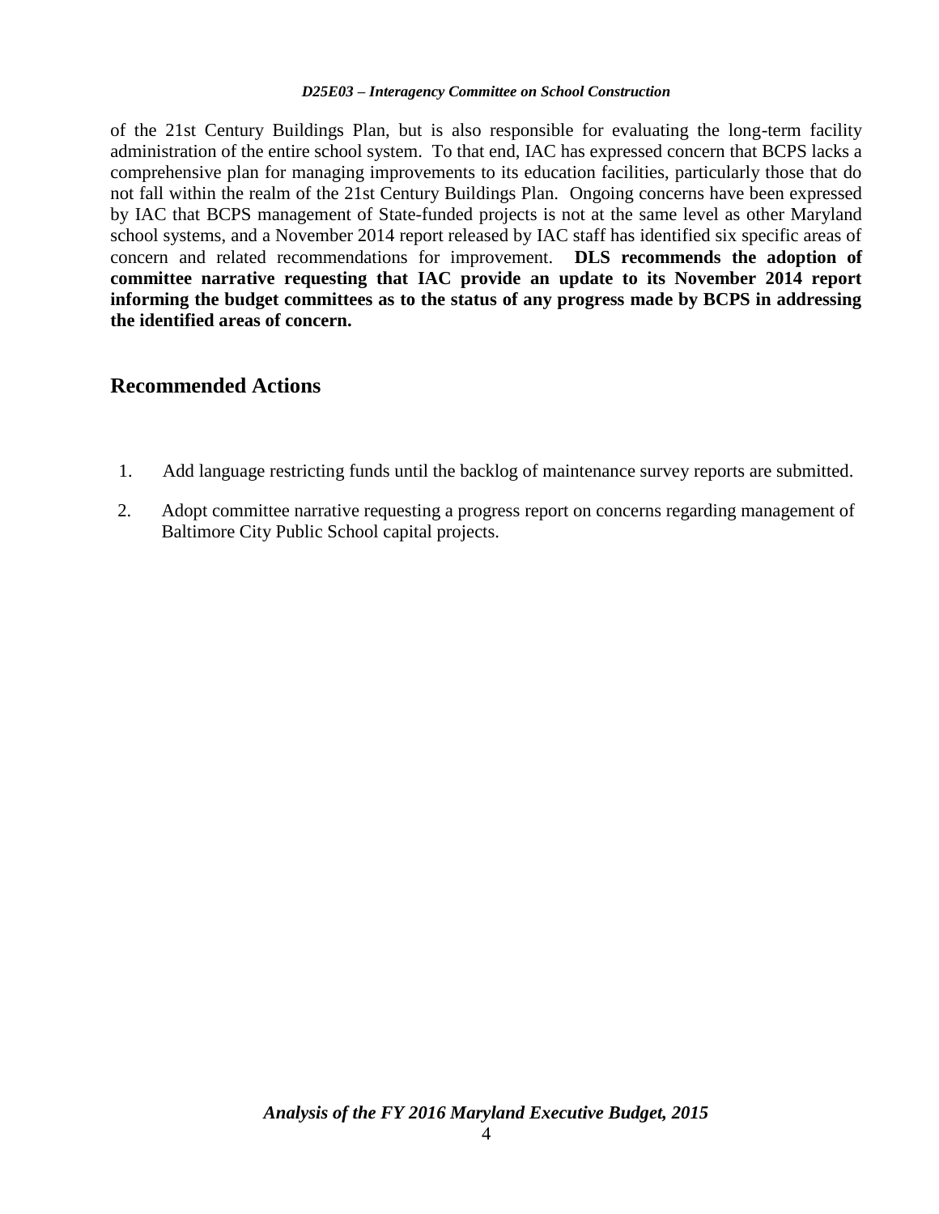of the 21st Century Buildings Plan, but is also responsible for evaluating the long-term facility administration of the entire school system. To that end, IAC has expressed concern that BCPS lacks a comprehensive plan for managing improvements to its education facilities, particularly those that do not fall within the realm of the 21st Century Buildings Plan. Ongoing concerns have been expressed by IAC that BCPS management of State-funded projects is not at the same level as other Maryland school systems, and a November 2014 report released by IAC staff has identified six specific areas of concern and related recommendations for improvement. **DLS recommends the adoption of committee narrative requesting that IAC provide an update to its November 2014 report informing the budget committees as to the status of any progress made by BCPS in addressing the identified areas of concern.**

## Recommended Actions

1. Add language restricting funds until the backlog of maintenance survey reports are submitted.
2. Adopt committee narrative requesting a progress report on concerns regarding management of Baltimore City Public School capital projects.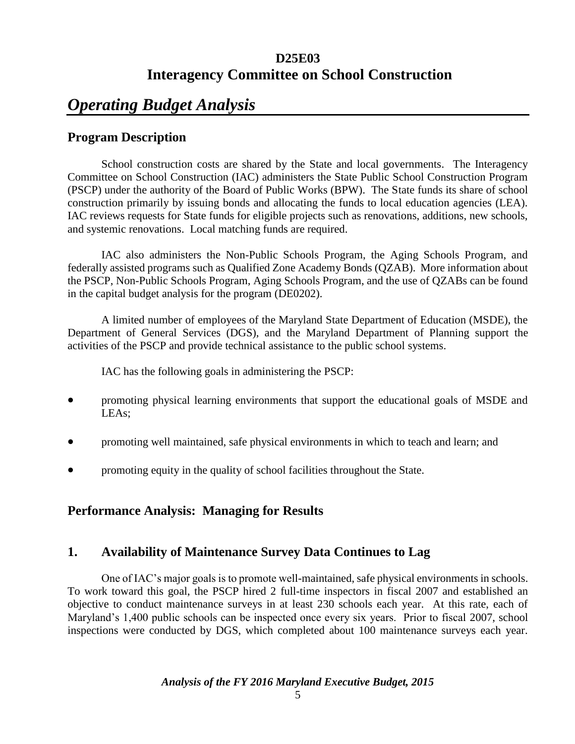# D25E03
# Interagency Committee on School Construction

## *Operating Budget Analysis*

### Program Description

School construction costs are shared by the State and local governments. The Interagency Committee on School Construction (IAC) administers the State Public School Construction Program (PSCP) under the authority of the Board of Public Works (BPW). The State funds its share of school construction primarily by issuing bonds and allocating the funds to local education agencies (LEA). IAC reviews requests for State funds for eligible projects such as renovations, additions, new schools, and systemic renovations. Local matching funds are required.

IAC also administers the Non-Public Schools Program, the Aging Schools Program, and federally assisted programs such as Qualified Zone Academy Bonds (QZAB). More information about the PSCP, Non-Public Schools Program, Aging Schools Program, and the use of QZABs can be found in the capital budget analysis for the program (DE0202).

A limited number of employees of the Maryland State Department of Education (MSDE), the Department of General Services (DGS), and the Maryland Department of Planning support the activities of the PSCP and provide technical assistance to the public school systems.

IAC has the following goals in administering the PSCP:

- promoting physical learning environments that support the educational goals of MSDE and LEAs;
- promoting well maintained, safe physical environments in which to teach and learn; and
- promoting equity in the quality of school facilities throughout the State.

### Performance Analysis: Managing for Results

### 1. Availability of Maintenance Survey Data Continues to Lag

One of IAC's major goals is to promote well-maintained, safe physical environments in schools. To work toward this goal, the PSCP hired 2 full-time inspectors in fiscal 2007 and established an objective to conduct maintenance surveys in at least 230 schools each year. At this rate, each of Maryland's 1,400 public schools can be inspected once every six years. Prior to fiscal 2007, school inspections were conducted by DGS, which completed about 100 maintenance surveys each year.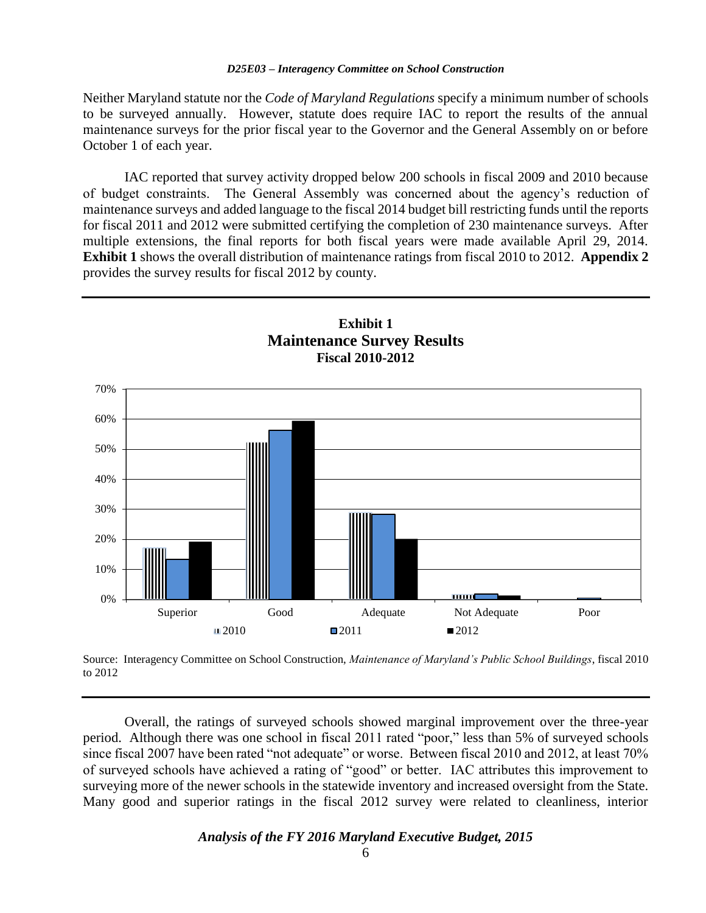Neither Maryland statute nor the *Code of Maryland Regulations* specify a minimum number of schools to be surveyed annually. However, statute does require IAC to report the results of the annual maintenance surveys for the prior fiscal year to the Governor and the General Assembly on or before October 1 of each year.

IAC reported that survey activity dropped below 200 schools in fiscal 2009 and 2010 because of budget constraints. The General Assembly was concerned about the agency's reduction of maintenance surveys and added language to the fiscal 2014 budget bill restricting funds until the reports for fiscal 2011 and 2012 were submitted certifying the completion of 230 maintenance surveys. After multiple extensions, the final reports for both fiscal years were made available April 29, 2014. **Exhibit 1** shows the overall distribution of maintenance ratings from fiscal 2010 to 2012. **Appendix 2** provides the survey results for fiscal 2012 by county.

**Exhibit 1**
**Maintenance Survey Results**
**Fiscal 2010-2012**

Source: Interagency Committee on School Construction, *Maintenance of Maryland's Public School Buildings*, fiscal 2010 to 2012

Overall, the ratings of surveyed schools showed marginal improvement over the three-year period. Although there was one school in fiscal 2011 rated "poor," less than 5% of surveyed schools since fiscal 2007 have been rated "not adequate" or worse. Between fiscal 2010 and 2012, at least 70% of surveyed schools have achieved a rating of "good" or better. IAC attributes this improvement to surveying more of the newer schools in the statewide inventory and increased oversight from the State. Many good and superior ratings in the fiscal 2012 survey were related to cleanliness, interior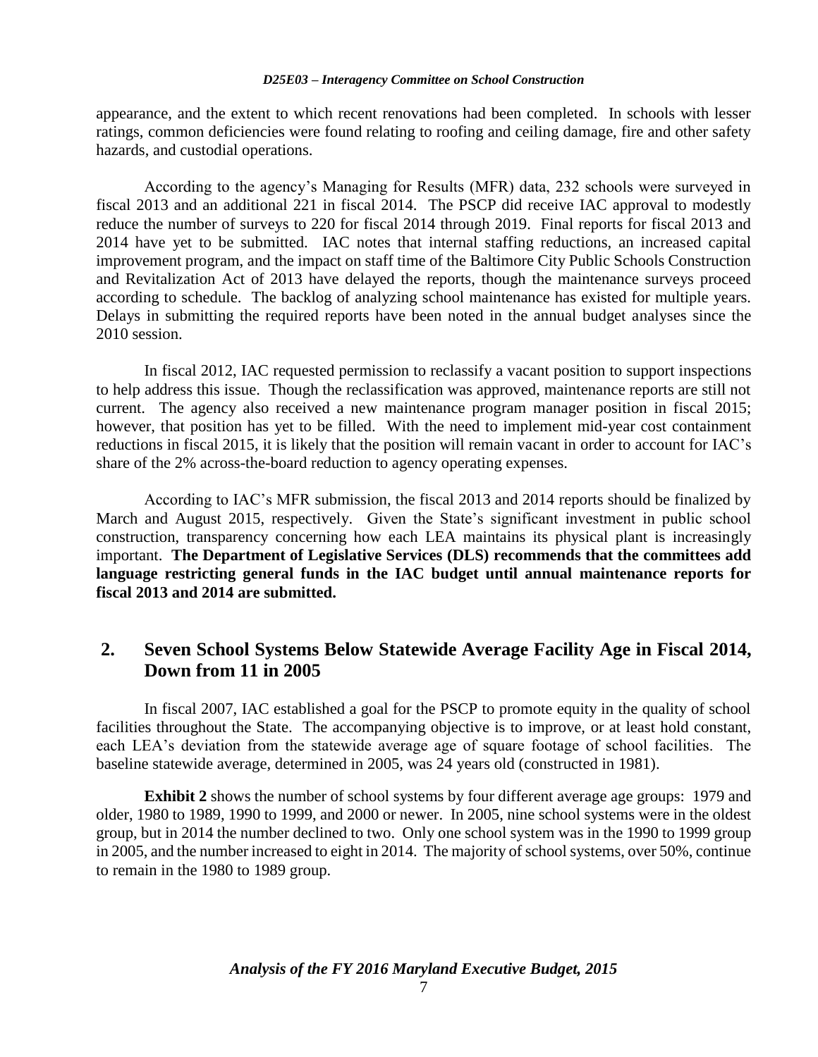appearance, and the extent to which recent renovations had been completed. In schools with lesser ratings, common deficiencies were found relating to roofing and ceiling damage, fire and other safety hazards, and custodial operations.

According to the agency's Managing for Results (MFR) data, 232 schools were surveyed in fiscal 2013 and an additional 221 in fiscal 2014. The PSCP did receive IAC approval to modestly reduce the number of surveys to 220 for fiscal 2014 through 2019. Final reports for fiscal 2013 and 2014 have yet to be submitted. IAC notes that internal staffing reductions, an increased capital improvement program, and the impact on staff time of the Baltimore City Public Schools Construction and Revitalization Act of 2013 have delayed the reports, though the maintenance surveys proceed according to schedule. The backlog of analyzing school maintenance has existed for multiple years. Delays in submitting the required reports have been noted in the annual budget analyses since the 2010 session.

In fiscal 2012, IAC requested permission to reclassify a vacant position to support inspections to help address this issue. Though the reclassification was approved, maintenance reports are still not current. The agency also received a new maintenance program manager position in fiscal 2015; however, that position has yet to be filled. With the need to implement mid-year cost containment reductions in fiscal 2015, it is likely that the position will remain vacant in order to account for IAC's share of the 2% across-the-board reduction to agency operating expenses.

According to IAC's MFR submission, the fiscal 2013 and 2014 reports should be finalized by March and August 2015, respectively. Given the State's significant investment in public school construction, transparency concerning how each LEA maintains its physical plant is increasingly important. **The Department of Legislative Services (DLS) recommends that the committees add language restricting general funds in the IAC budget until annual maintenance reports for fiscal 2013 and 2014 are submitted.**

## 2. Seven School Systems Below Statewide Average Facility Age in Fiscal 2014, Down from 11 in 2005

In fiscal 2007, IAC established a goal for the PSCP to promote equity in the quality of school facilities throughout the State. The accompanying objective is to improve, or at least hold constant, each LEA's deviation from the statewide average age of square footage of school facilities. The baseline statewide average, determined in 2005, was 24 years old (constructed in 1981).

**Exhibit 2** shows the number of school systems by four different average age groups: 1979 and older, 1980 to 1989, 1990 to 1999, and 2000 or newer. In 2005, nine school systems were in the oldest group, but in 2014 the number declined to two. Only one school system was in the 1990 to 1999 group in 2005, and the number increased to eight in 2014. The majority of school systems, over 50%, continue to remain in the 1980 to 1989 group.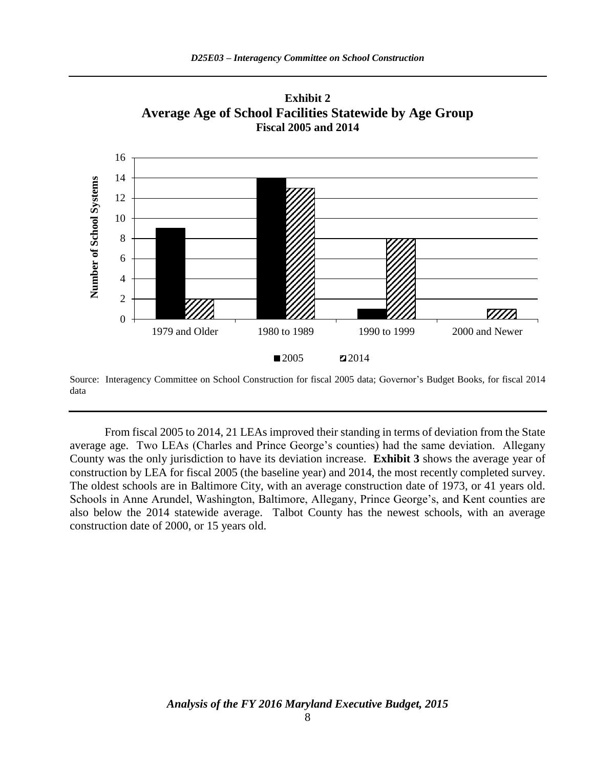**Exhibit 2**
**Average Age of School Facilities Statewide by Age Group**
**Fiscal 2005 and 2014**

| Age Group | 2005 | 2014 |
|---|---|---|
| 1979 and Older | 9 | 2 |
| 1980 to 1989 | 14 | 13 |
| 1990 to 1999 | 1 | 8 |
| 2000 and Newer | | 1 |

Source: Interagency Committee on School Construction for fiscal 2005 data; Governor's Budget Books, for fiscal 2014 data

From fiscal 2005 to 2014, 21 LEAs improved their standing in terms of deviation from the State average age. Two LEAs (Charles and Prince George's counties) had the same deviation. Allegany County was the only jurisdiction to have its deviation increase. **Exhibit 3** shows the average year of construction by LEA for fiscal 2005 (the baseline year) and 2014, the most recently completed survey. The oldest schools are in Baltimore City, with an average construction date of 1973, or 41 years old. Schools in Anne Arundel, Washington, Baltimore, Allegany, Prince George's, and Kent counties are also below the 2014 statewide average. Talbot County has the newest schools, with an average construction date of 2000, or 15 years old.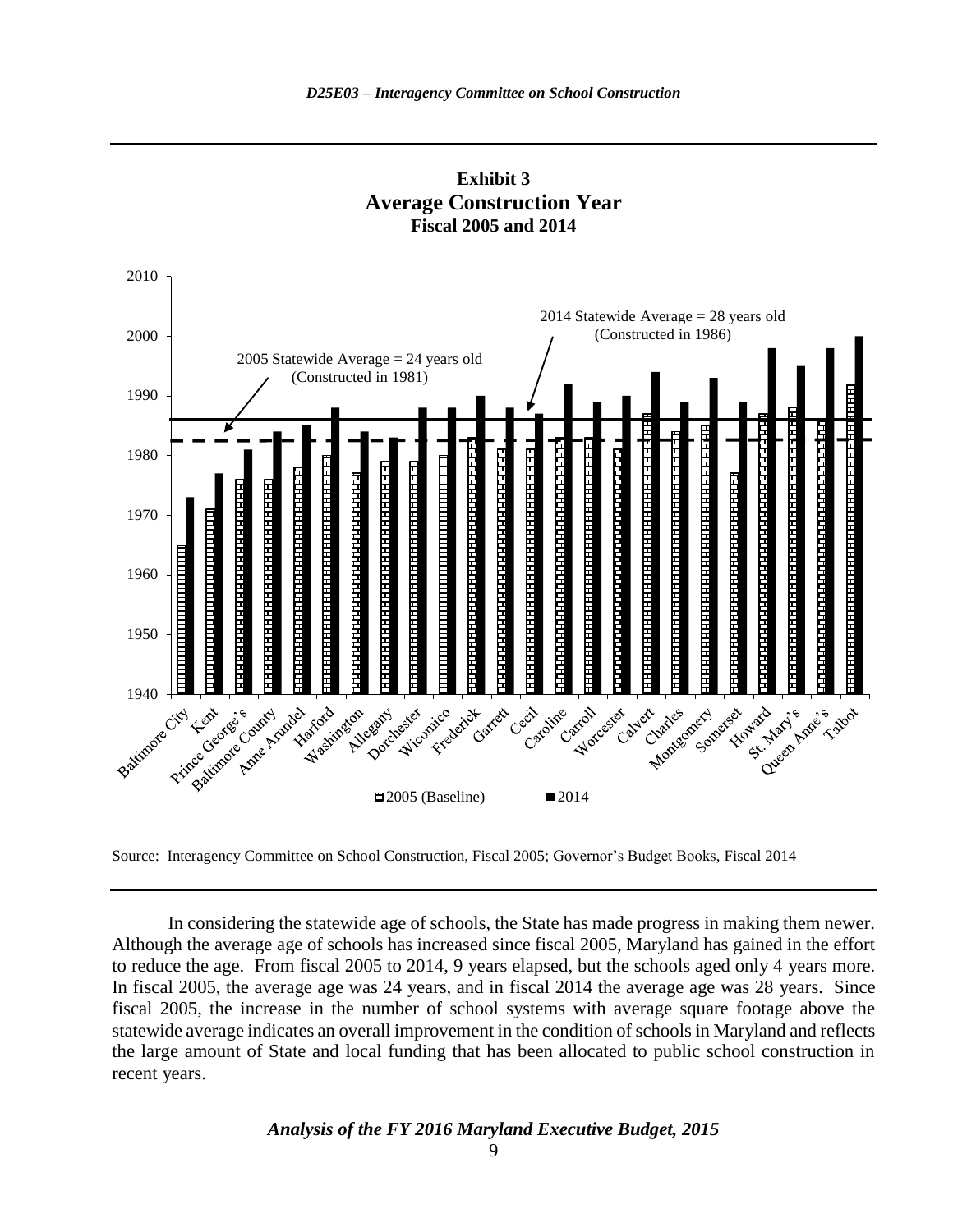**Exhibit 3**
**Average Construction Year**
**Fiscal 2005 and 2014**

Source: Interagency Committee on School Construction, Fiscal 2005; Governor's Budget Books, Fiscal 2014

In considering the statewide age of schools, the State has made progress in making them newer. Although the average age of schools has increased since fiscal 2005, Maryland has gained in the effort to reduce the age. From fiscal 2005 to 2014, 9 years elapsed, but the schools aged only 4 years more. In fiscal 2005, the average age was 24 years, and in fiscal 2014 the average age was 28 years. Since fiscal 2005, the increase in the number of school systems with average square footage above the statewide average indicates an overall improvement in the condition of schools in Maryland and reflects the large amount of State and local funding that has been allocated to public school construction in recent years.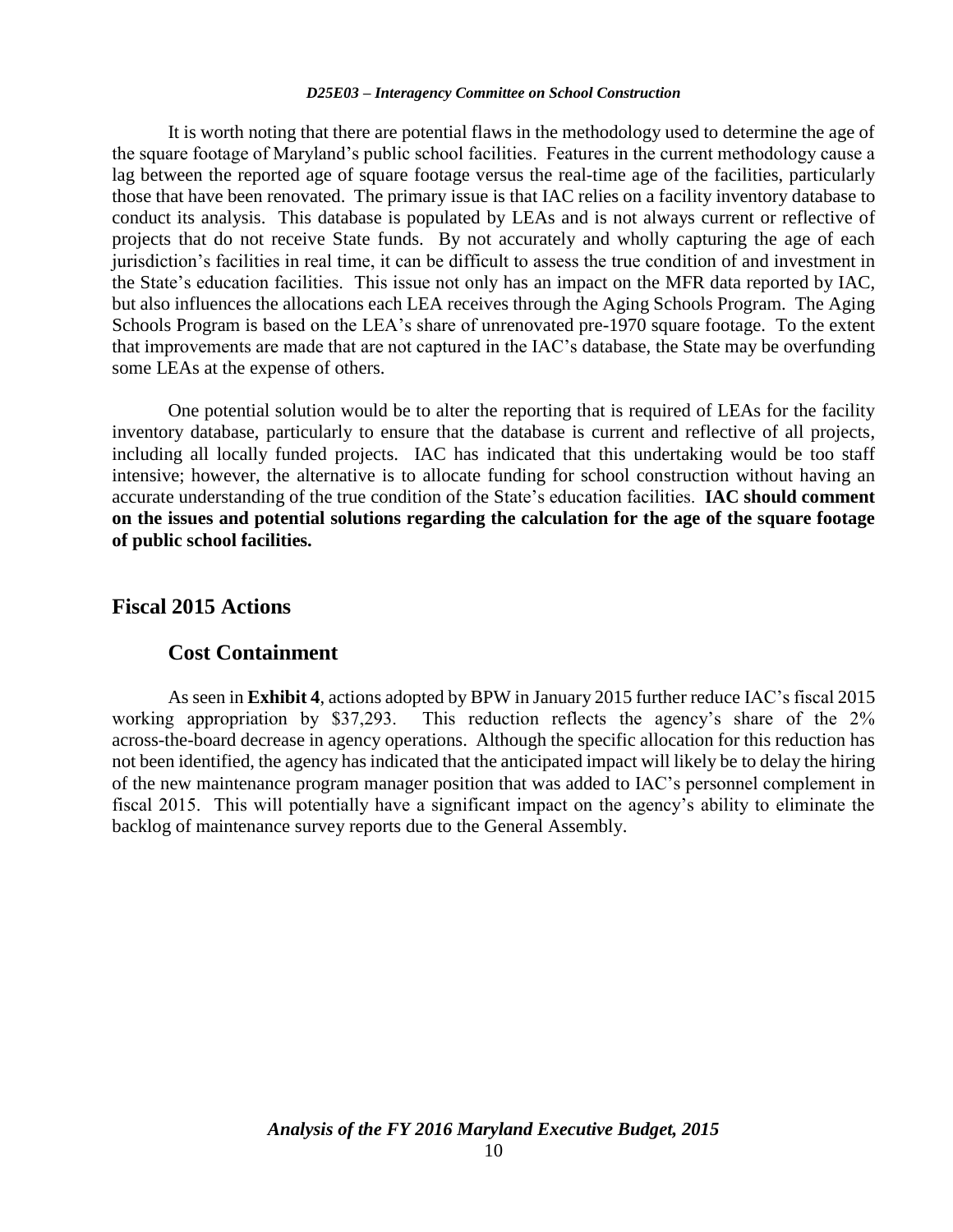It is worth noting that there are potential flaws in the methodology used to determine the age of the square footage of Maryland's public school facilities. Features in the current methodology cause a lag between the reported age of square footage versus the real-time age of the facilities, particularly those that have been renovated. The primary issue is that IAC relies on a facility inventory database to conduct its analysis. This database is populated by LEAs and is not always current or reflective of projects that do not receive State funds. By not accurately and wholly capturing the age of each jurisdiction's facilities in real time, it can be difficult to assess the true condition of and investment in the State's education facilities. This issue not only has an impact on the MFR data reported by IAC, but also influences the allocations each LEA receives through the Aging Schools Program. The Aging Schools Program is based on the LEA's share of unrenovated pre-1970 square footage. To the extent that improvements are made that are not captured in the IAC's database, the State may be overfunding some LEAs at the expense of others.

One potential solution would be to alter the reporting that is required of LEAs for the facility inventory database, particularly to ensure that the database is current and reflective of all projects, including all locally funded projects. IAC has indicated that this undertaking would be too staff intensive; however, the alternative is to allocate funding for school construction without having an accurate understanding of the true condition of the State's education facilities. **IAC should comment on the issues and potential solutions regarding the calculation for the age of the square footage of public school facilities.**

## Fiscal 2015 Actions

### Cost Containment

As seen in **Exhibit 4**, actions adopted by BPW in January 2015 further reduce IAC's fiscal 2015 working appropriation by $37,293. This reduction reflects the agency's share of the 2% across-the-board decrease in agency operations. Although the specific allocation for this reduction has not been identified, the agency has indicated that the anticipated impact will likely be to delay the hiring of the new maintenance program manager position that was added to IAC's personnel complement in fiscal 2015. This will potentially have a significant impact on the agency's ability to eliminate the backlog of maintenance survey reports due to the General Assembly.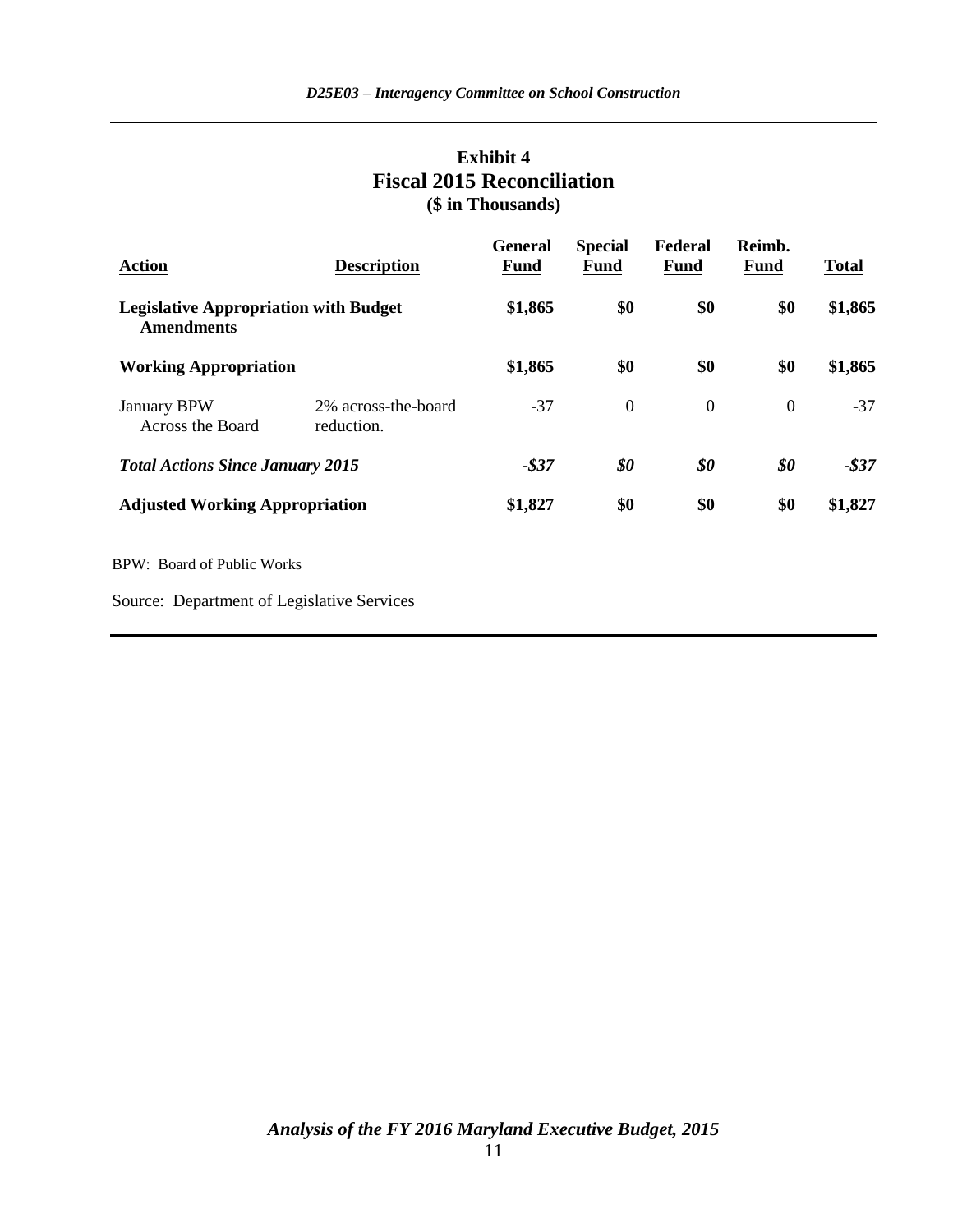## Exhibit 4
## Fiscal 2015 Reconciliation
### ($ in Thousands)

| Action | Description | General Fund | Special Fund | Federal Fund | Reimb. Fund | Total |
|---|---|---|---|---|---|---|
| **Legislative Appropriation with Budget Amendments** | | **$1,865** | **$0** | **$0** | **$0** | **$1,865** |
| **Working Appropriation** | | **$1,865** | **$0** | **$0** | **$0** | **$1,865** |
| January BPW Across the Board | 2% across-the-board reduction. | -37 | 0 | 0 | 0 | -37 |
| ***Total Actions Since January 2015*** | | ***-$37*** | ***$0*** | ***$0*** | ***$0*** | ***-$37*** |
| **Adjusted Working Appropriation** | | **$1,827** | **$0** | **$0** | **$0** | **$1,827** |

BPW: Board of Public Works

Source: Department of Legislative Services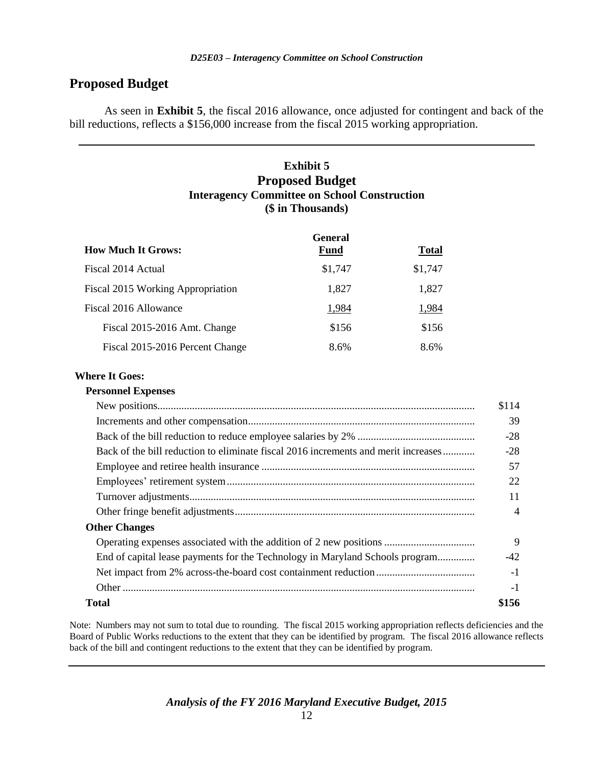## Proposed Budget

As seen in **Exhibit 5**, the fiscal 2016 allowance, once adjusted for contingent and back of the bill reductions, reflects a $156,000 increase from the fiscal 2015 working appropriation.

**Exhibit 5**
**Proposed Budget**
**Interagency Committee on School Construction**
**($ in Thousands)**

| How Much It Grows: | General Fund | Total |
|---|---|---|
| Fiscal 2014 Actual | $1,747 | $1,747 |
| Fiscal 2015 Working Appropriation | 1,827 | 1,827 |
| Fiscal 2016 Allowance | 1,984 | 1,984 |
| Fiscal 2015-2016 Amt. Change | $156 | $156 |
| Fiscal 2015-2016 Percent Change | 8.6% | 8.6% |

| Where It Goes: | |
|---|---|
| **Personnel Expenses** | |
| New positions | $114 |
| Increments and other compensation | 39 |
| Back of the bill reduction to reduce employee salaries by 2% | -28 |
| Back of the bill reduction to eliminate fiscal 2016 increments and merit increases | -28 |
| Employee and retiree health insurance | 57 |
| Employees' retirement system | 22 |
| Turnover adjustments | 11 |
| Other fringe benefit adjustments | 4 |
| **Other Changes** | |
| Operating expenses associated with the addition of 2 new positions | 9 |
| End of capital lease payments for the Technology in Maryland Schools program | -42 |
| Net impact from 2% across-the-board cost containment reduction | -1 |
| Other | -1 |
| **Total** | **$156** |

Note: Numbers may not sum to total due to rounding. The fiscal 2015 working appropriation reflects deficiencies and the Board of Public Works reductions to the extent that they can be identified by program. The fiscal 2016 allowance reflects back of the bill and contingent reductions to the extent that they can be identified by program.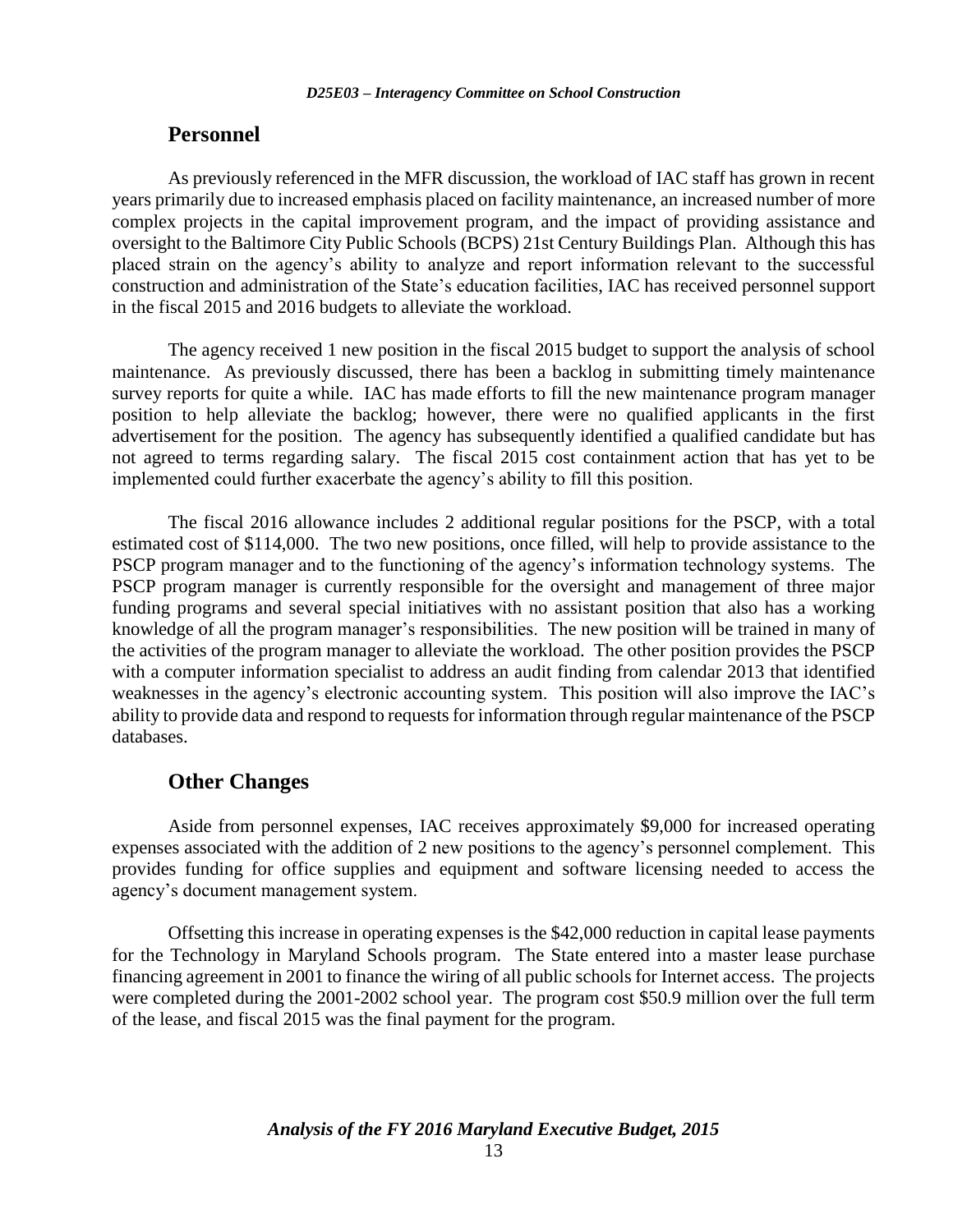## Personnel

As previously referenced in the MFR discussion, the workload of IAC staff has grown in recent years primarily due to increased emphasis placed on facility maintenance, an increased number of more complex projects in the capital improvement program, and the impact of providing assistance and oversight to the Baltimore City Public Schools (BCPS) 21st Century Buildings Plan. Although this has placed strain on the agency's ability to analyze and report information relevant to the successful construction and administration of the State's education facilities, IAC has received personnel support in the fiscal 2015 and 2016 budgets to alleviate the workload.

The agency received 1 new position in the fiscal 2015 budget to support the analysis of school maintenance. As previously discussed, there has been a backlog in submitting timely maintenance survey reports for quite a while. IAC has made efforts to fill the new maintenance program manager position to help alleviate the backlog; however, there were no qualified applicants in the first advertisement for the position. The agency has subsequently identified a qualified candidate but has not agreed to terms regarding salary. The fiscal 2015 cost containment action that has yet to be implemented could further exacerbate the agency's ability to fill this position.

The fiscal 2016 allowance includes 2 additional regular positions for the PSCP, with a total estimated cost of $114,000. The two new positions, once filled, will help to provide assistance to the PSCP program manager and to the functioning of the agency's information technology systems. The PSCP program manager is currently responsible for the oversight and management of three major funding programs and several special initiatives with no assistant position that also has a working knowledge of all the program manager's responsibilities. The new position will be trained in many of the activities of the program manager to alleviate the workload. The other position provides the PSCP with a computer information specialist to address an audit finding from calendar 2013 that identified weaknesses in the agency's electronic accounting system. This position will also improve the IAC's ability to provide data and respond to requests for information through regular maintenance of the PSCP databases.

## Other Changes

Aside from personnel expenses, IAC receives approximately $9,000 for increased operating expenses associated with the addition of 2 new positions to the agency's personnel complement. This provides funding for office supplies and equipment and software licensing needed to access the agency's document management system.

Offsetting this increase in operating expenses is the $42,000 reduction in capital lease payments for the Technology in Maryland Schools program. The State entered into a master lease purchase financing agreement in 2001 to finance the wiring of all public schools for Internet access. The projects were completed during the 2001-2002 school year. The program cost $50.9 million over the full term of the lease, and fiscal 2015 was the final payment for the program.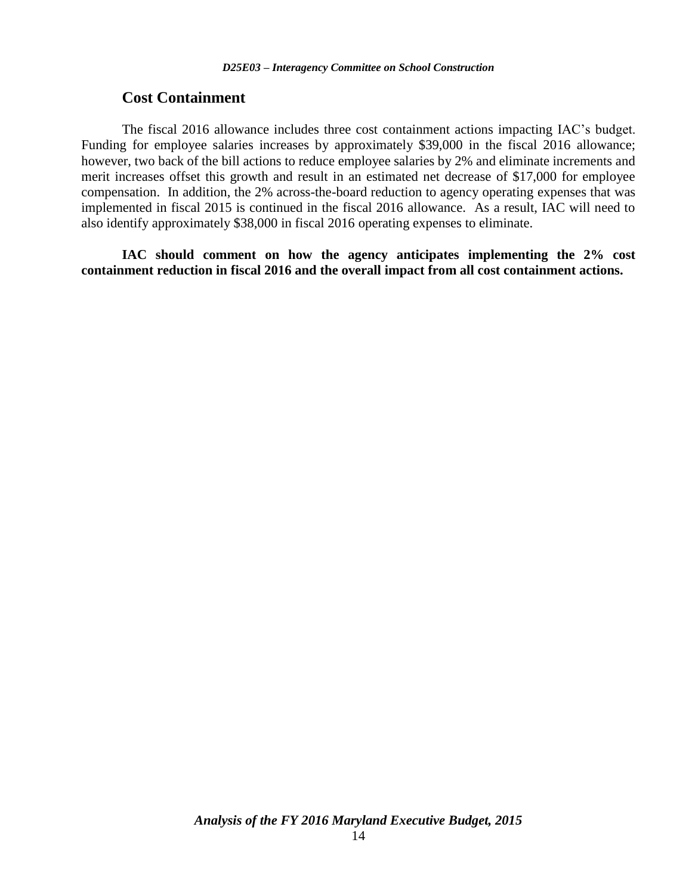## Cost Containment

The fiscal 2016 allowance includes three cost containment actions impacting IAC's budget. Funding for employee salaries increases by approximately $39,000 in the fiscal 2016 allowance; however, two back of the bill actions to reduce employee salaries by 2% and eliminate increments and merit increases offset this growth and result in an estimated net decrease of $17,000 for employee compensation. In addition, the 2% across-the-board reduction to agency operating expenses that was implemented in fiscal 2015 is continued in the fiscal 2016 allowance. As a result, IAC will need to also identify approximately $38,000 in fiscal 2016 operating expenses to eliminate.

**IAC should comment on how the agency anticipates implementing the 2% cost containment reduction in fiscal 2016 and the overall impact from all cost containment actions.**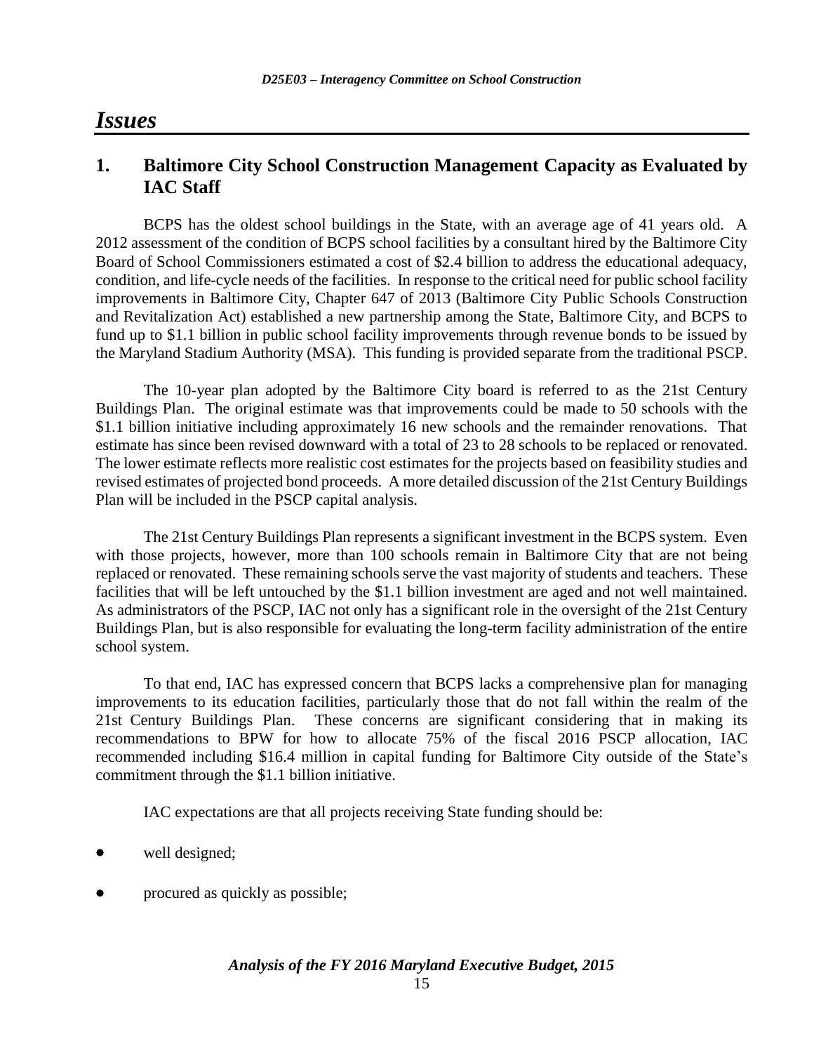# *Issues*

## 1. Baltimore City School Construction Management Capacity as Evaluated by IAC Staff

BCPS has the oldest school buildings in the State, with an average age of 41 years old. A 2012 assessment of the condition of BCPS school facilities by a consultant hired by the Baltimore City Board of School Commissioners estimated a cost of $2.4 billion to address the educational adequacy, condition, and life-cycle needs of the facilities. In response to the critical need for public school facility improvements in Baltimore City, Chapter 647 of 2013 (Baltimore City Public Schools Construction and Revitalization Act) established a new partnership among the State, Baltimore City, and BCPS to fund up to $1.1 billion in public school facility improvements through revenue bonds to be issued by the Maryland Stadium Authority (MSA). This funding is provided separate from the traditional PSCP.

The 10-year plan adopted by the Baltimore City board is referred to as the 21st Century Buildings Plan. The original estimate was that improvements could be made to 50 schools with the $1.1 billion initiative including approximately 16 new schools and the remainder renovations. That estimate has since been revised downward with a total of 23 to 28 schools to be replaced or renovated. The lower estimate reflects more realistic cost estimates for the projects based on feasibility studies and revised estimates of projected bond proceeds. A more detailed discussion of the 21st Century Buildings Plan will be included in the PSCP capital analysis.

The 21st Century Buildings Plan represents a significant investment in the BCPS system. Even with those projects, however, more than 100 schools remain in Baltimore City that are not being replaced or renovated. These remaining schools serve the vast majority of students and teachers. These facilities that will be left untouched by the $1.1 billion investment are aged and not well maintained. As administrators of the PSCP, IAC not only has a significant role in the oversight of the 21st Century Buildings Plan, but is also responsible for evaluating the long-term facility administration of the entire school system.

To that end, IAC has expressed concern that BCPS lacks a comprehensive plan for managing improvements to its education facilities, particularly those that do not fall within the realm of the 21st Century Buildings Plan. These concerns are significant considering that in making its recommendations to BPW for how to allocate 75% of the fiscal 2016 PSCP allocation, IAC recommended including $16.4 million in capital funding for Baltimore City outside of the State's commitment through the $1.1 billion initiative.

IAC expectations are that all projects receiving State funding should be:

- well designed;
- procured as quickly as possible;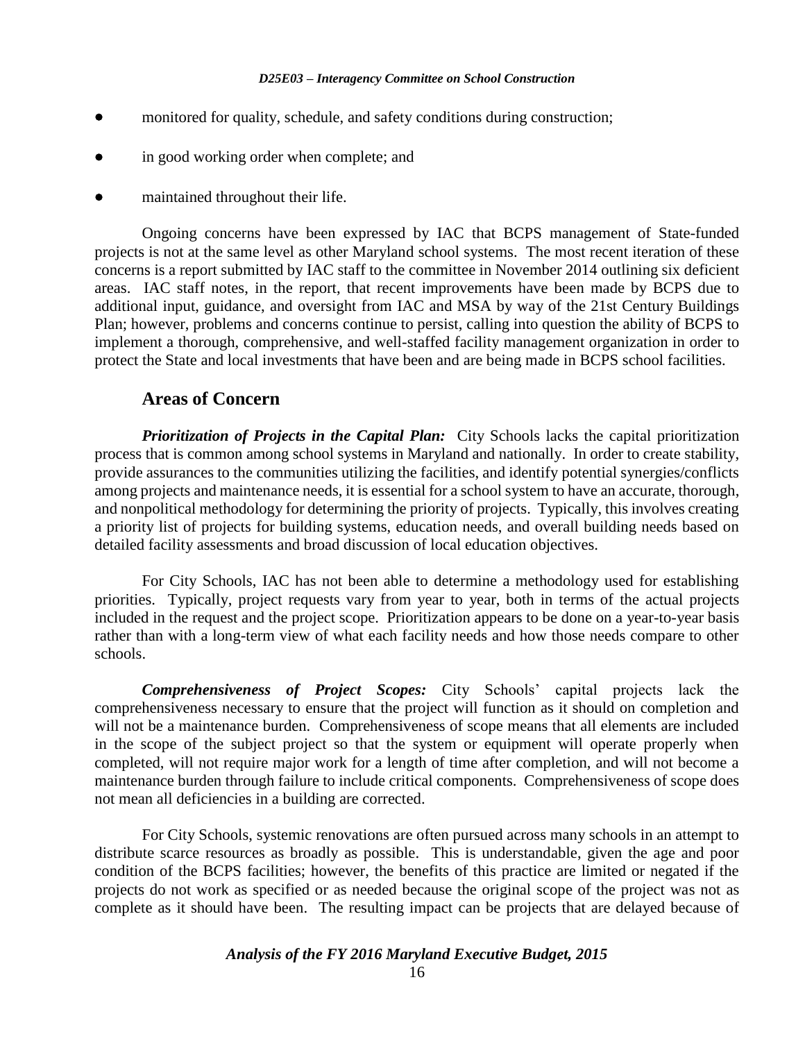- monitored for quality, schedule, and safety conditions during construction;
- in good working order when complete; and
- maintained throughout their life.

Ongoing concerns have been expressed by IAC that BCPS management of State-funded projects is not at the same level as other Maryland school systems. The most recent iteration of these concerns is a report submitted by IAC staff to the committee in November 2014 outlining six deficient areas. IAC staff notes, in the report, that recent improvements have been made by BCPS due to additional input, guidance, and oversight from IAC and MSA by way of the 21st Century Buildings Plan; however, problems and concerns continue to persist, calling into question the ability of BCPS to implement a thorough, comprehensive, and well-staffed facility management organization in order to protect the State and local investments that have been and are being made in BCPS school facilities.

## Areas of Concern

***Prioritization of Projects in the Capital Plan:*** City Schools lacks the capital prioritization process that is common among school systems in Maryland and nationally. In order to create stability, provide assurances to the communities utilizing the facilities, and identify potential synergies/conflicts among projects and maintenance needs, it is essential for a school system to have an accurate, thorough, and nonpolitical methodology for determining the priority of projects. Typically, this involves creating a priority list of projects for building systems, education needs, and overall building needs based on detailed facility assessments and broad discussion of local education objectives.

For City Schools, IAC has not been able to determine a methodology used for establishing priorities. Typically, project requests vary from year to year, both in terms of the actual projects included in the request and the project scope. Prioritization appears to be done on a year-to-year basis rather than with a long-term view of what each facility needs and how those needs compare to other schools.

***Comprehensiveness of Project Scopes:*** City Schools' capital projects lack the comprehensiveness necessary to ensure that the project will function as it should on completion and will not be a maintenance burden. Comprehensiveness of scope means that all elements are included in the scope of the subject project so that the system or equipment will operate properly when completed, will not require major work for a length of time after completion, and will not become a maintenance burden through failure to include critical components. Comprehensiveness of scope does not mean all deficiencies in a building are corrected.

For City Schools, systemic renovations are often pursued across many schools in an attempt to distribute scarce resources as broadly as possible. This is understandable, given the age and poor condition of the BCPS facilities; however, the benefits of this practice are limited or negated if the projects do not work as specified or as needed because the original scope of the project was not as complete as it should have been. The resulting impact can be projects that are delayed because of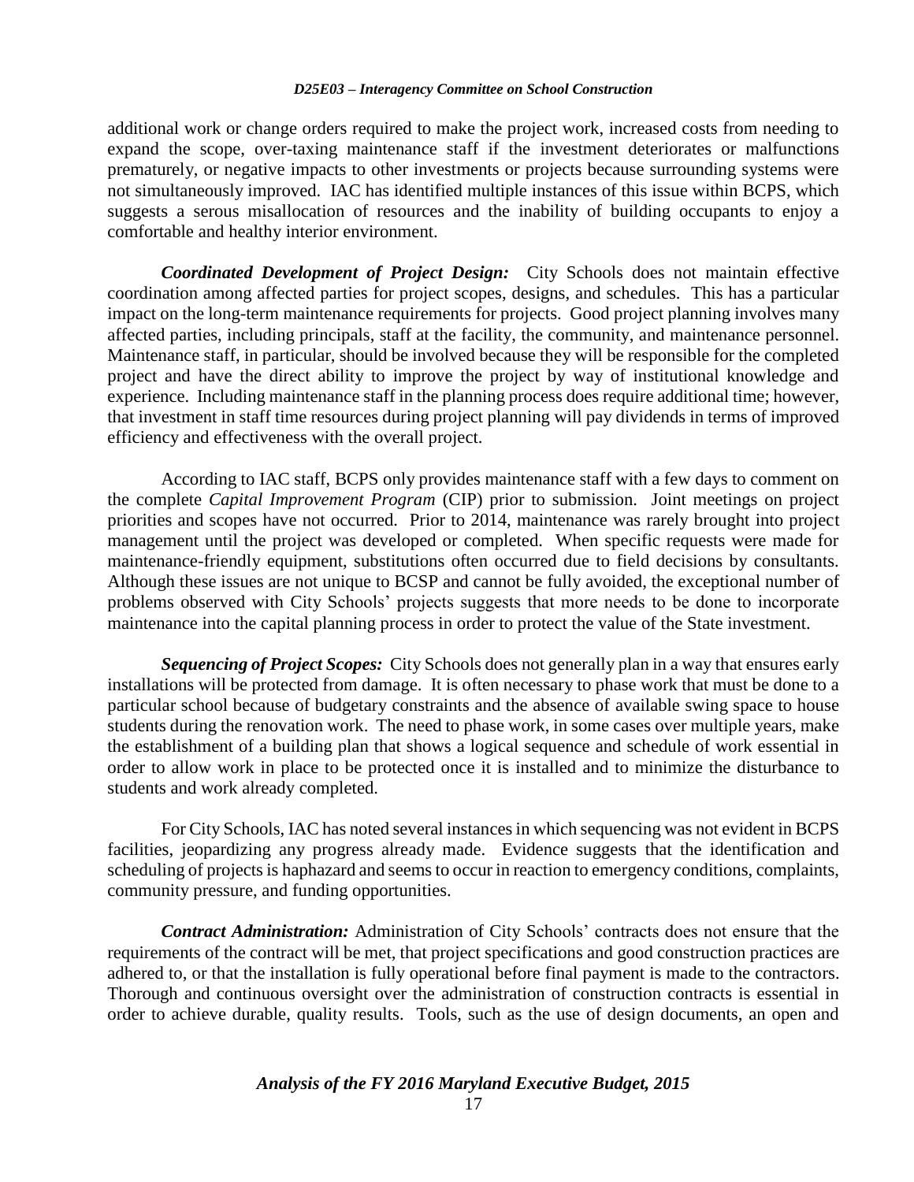additional work or change orders required to make the project work, increased costs from needing to expand the scope, over-taxing maintenance staff if the investment deteriorates or malfunctions prematurely, or negative impacts to other investments or projects because surrounding systems were not simultaneously improved. IAC has identified multiple instances of this issue within BCPS, which suggests a serous misallocation of resources and the inability of building occupants to enjoy a comfortable and healthy interior environment.

***Coordinated Development of Project Design:*** City Schools does not maintain effective coordination among affected parties for project scopes, designs, and schedules. This has a particular impact on the long-term maintenance requirements for projects. Good project planning involves many affected parties, including principals, staff at the facility, the community, and maintenance personnel. Maintenance staff, in particular, should be involved because they will be responsible for the completed project and have the direct ability to improve the project by way of institutional knowledge and experience. Including maintenance staff in the planning process does require additional time; however, that investment in staff time resources during project planning will pay dividends in terms of improved efficiency and effectiveness with the overall project.

According to IAC staff, BCPS only provides maintenance staff with a few days to comment on the complete *Capital Improvement Program* (CIP) prior to submission. Joint meetings on project priorities and scopes have not occurred. Prior to 2014, maintenance was rarely brought into project management until the project was developed or completed. When specific requests were made for maintenance-friendly equipment, substitutions often occurred due to field decisions by consultants. Although these issues are not unique to BCSP and cannot be fully avoided, the exceptional number of problems observed with City Schools' projects suggests that more needs to be done to incorporate maintenance into the capital planning process in order to protect the value of the State investment.

***Sequencing of Project Scopes:*** City Schools does not generally plan in a way that ensures early installations will be protected from damage. It is often necessary to phase work that must be done to a particular school because of budgetary constraints and the absence of available swing space to house students during the renovation work. The need to phase work, in some cases over multiple years, make the establishment of a building plan that shows a logical sequence and schedule of work essential in order to allow work in place to be protected once it is installed and to minimize the disturbance to students and work already completed.

For City Schools, IAC has noted several instances in which sequencing was not evident in BCPS facilities, jeopardizing any progress already made. Evidence suggests that the identification and scheduling of projects is haphazard and seems to occur in reaction to emergency conditions, complaints, community pressure, and funding opportunities.

***Contract Administration:*** Administration of City Schools' contracts does not ensure that the requirements of the contract will be met, that project specifications and good construction practices are adhered to, or that the installation is fully operational before final payment is made to the contractors. Thorough and continuous oversight over the administration of construction contracts is essential in order to achieve durable, quality results. Tools, such as the use of design documents, an open and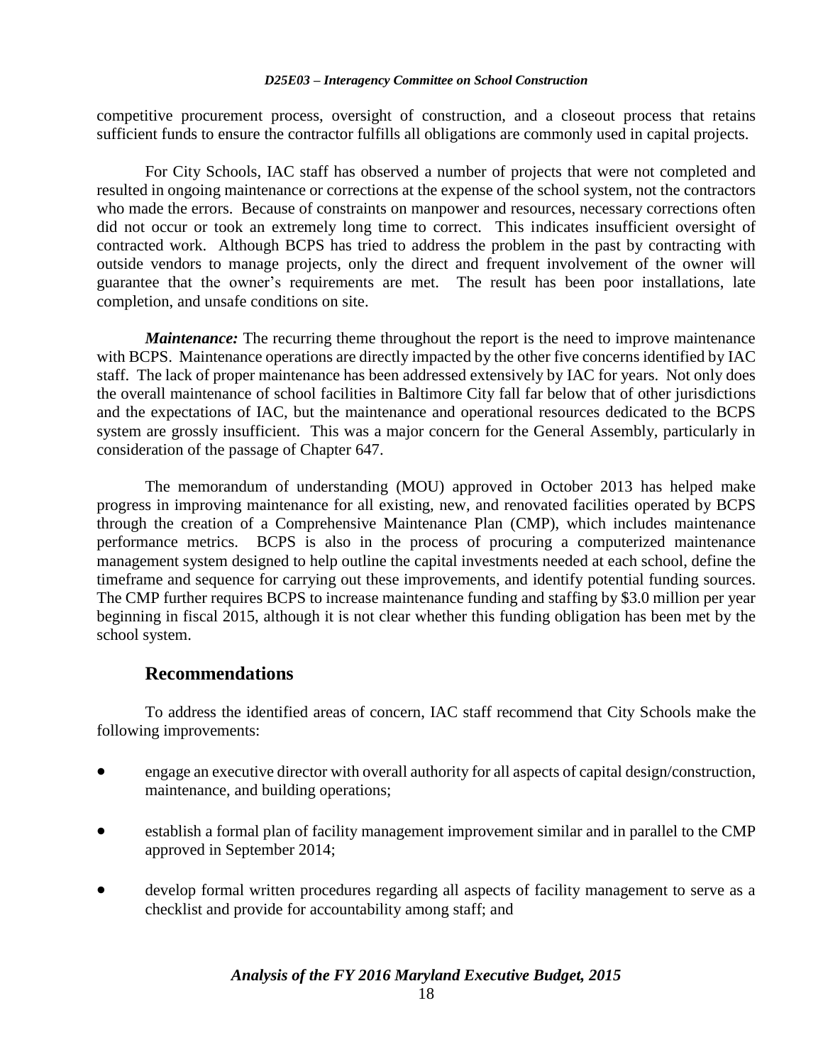competitive procurement process, oversight of construction, and a closeout process that retains sufficient funds to ensure the contractor fulfills all obligations are commonly used in capital projects.

For City Schools, IAC staff has observed a number of projects that were not completed and resulted in ongoing maintenance or corrections at the expense of the school system, not the contractors who made the errors. Because of constraints on manpower and resources, necessary corrections often did not occur or took an extremely long time to correct. This indicates insufficient oversight of contracted work. Although BCPS has tried to address the problem in the past by contracting with outside vendors to manage projects, only the direct and frequent involvement of the owner will guarantee that the owner's requirements are met. The result has been poor installations, late completion, and unsafe conditions on site.

***Maintenance:*** The recurring theme throughout the report is the need to improve maintenance with BCPS. Maintenance operations are directly impacted by the other five concerns identified by IAC staff. The lack of proper maintenance has been addressed extensively by IAC for years. Not only does the overall maintenance of school facilities in Baltimore City fall far below that of other jurisdictions and the expectations of IAC, but the maintenance and operational resources dedicated to the BCPS system are grossly insufficient. This was a major concern for the General Assembly, particularly in consideration of the passage of Chapter 647.

The memorandum of understanding (MOU) approved in October 2013 has helped make progress in improving maintenance for all existing, new, and renovated facilities operated by BCPS through the creation of a Comprehensive Maintenance Plan (CMP), which includes maintenance performance metrics. BCPS is also in the process of procuring a computerized maintenance management system designed to help outline the capital investments needed at each school, define the timeframe and sequence for carrying out these improvements, and identify potential funding sources. The CMP further requires BCPS to increase maintenance funding and staffing by $3.0 million per year beginning in fiscal 2015, although it is not clear whether this funding obligation has been met by the school system.

## Recommendations

To address the identified areas of concern, IAC staff recommend that City Schools make the following improvements:

- engage an executive director with overall authority for all aspects of capital design/construction, maintenance, and building operations;
- establish a formal plan of facility management improvement similar and in parallel to the CMP approved in September 2014;
- develop formal written procedures regarding all aspects of facility management to serve as a checklist and provide for accountability among staff; and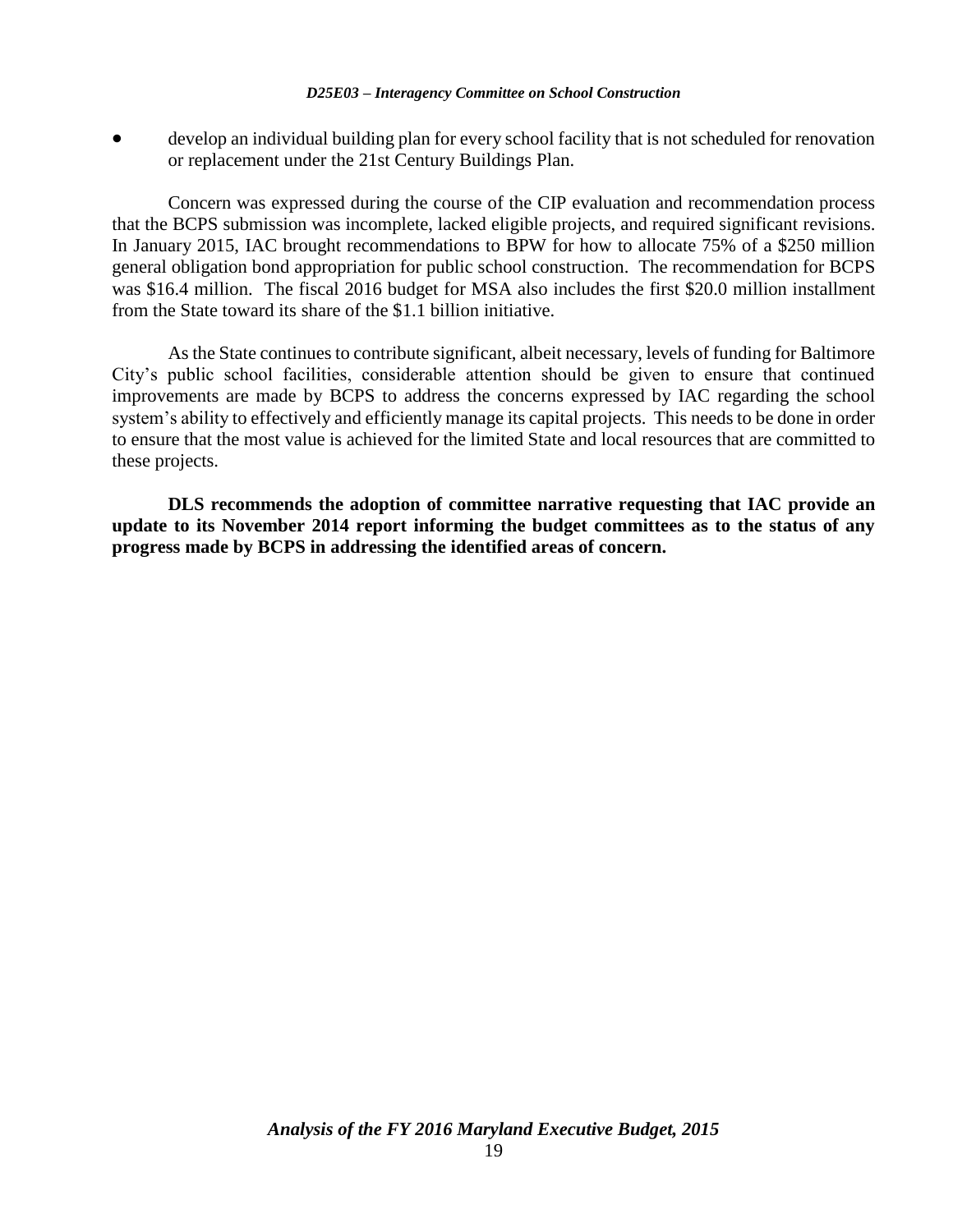- develop an individual building plan for every school facility that is not scheduled for renovation or replacement under the 21st Century Buildings Plan.

Concern was expressed during the course of the CIP evaluation and recommendation process that the BCPS submission was incomplete, lacked eligible projects, and required significant revisions. In January 2015, IAC brought recommendations to BPW for how to allocate 75% of a $250 million general obligation bond appropriation for public school construction. The recommendation for BCPS was $16.4 million. The fiscal 2016 budget for MSA also includes the first $20.0 million installment from the State toward its share of the $1.1 billion initiative.

As the State continues to contribute significant, albeit necessary, levels of funding for Baltimore City's public school facilities, considerable attention should be given to ensure that continued improvements are made by BCPS to address the concerns expressed by IAC regarding the school system's ability to effectively and efficiently manage its capital projects. This needs to be done in order to ensure that the most value is achieved for the limited State and local resources that are committed to these projects.

**DLS recommends the adoption of committee narrative requesting that IAC provide an update to its November 2014 report informing the budget committees as to the status of any progress made by BCPS in addressing the identified areas of concern.**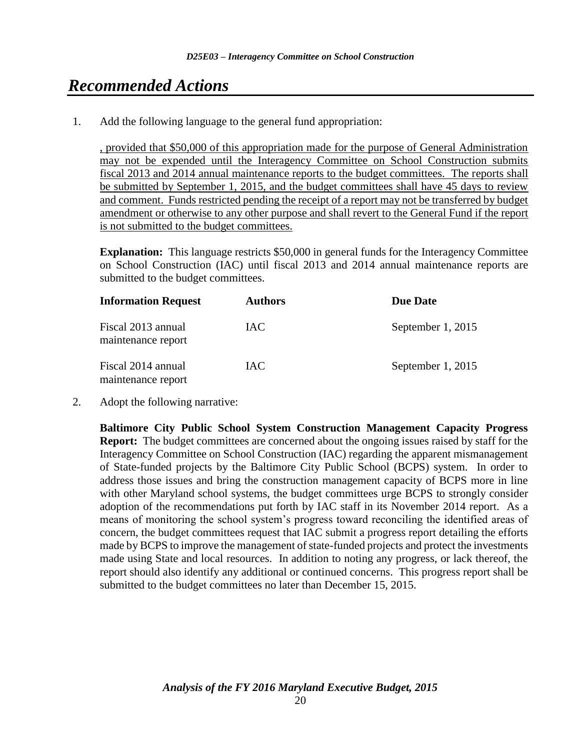# *Recommended Actions*

1. Add the following language to the general fund appropriation:

   <u>, provided that \$50,000 of this appropriation made for the purpose of General Administration may not be expended until the Interagency Committee on School Construction submits fiscal 2013 and 2014 annual maintenance reports to the budget committees. The reports shall be submitted by September 1, 2015, and the budget committees shall have 45 days to review and comment. Funds restricted pending the receipt of a report may not be transferred by budget amendment or otherwise to any other purpose and shall revert to the General Fund if the report is not submitted to the budget committees.</u>

   **Explanation:** This language restricts \$50,000 in general funds for the Interagency Committee on School Construction (IAC) until fiscal 2013 and 2014 annual maintenance reports are submitted to the budget committees.

   | Information Request | Authors | Due Date |
   | --- | --- | --- |
   | Fiscal 2013 annual maintenance report | IAC | September 1, 2015 |
   | Fiscal 2014 annual maintenance report | IAC | September 1, 2015 |

2. Adopt the following narrative:

   **Baltimore City Public School System Construction Management Capacity Progress Report:** The budget committees are concerned about the ongoing issues raised by staff for the Interagency Committee on School Construction (IAC) regarding the apparent mismanagement of State-funded projects by the Baltimore City Public School (BCPS) system. In order to address those issues and bring the construction management capacity of BCPS more in line with other Maryland school systems, the budget committees urge BCPS to strongly consider adoption of the recommendations put forth by IAC staff in its November 2014 report. As a means of monitoring the school system's progress toward reconciling the identified areas of concern, the budget committees request that IAC submit a progress report detailing the efforts made by BCPS to improve the management of state-funded projects and protect the investments made using State and local resources. In addition to noting any progress, or lack thereof, the report should also identify any additional or continued concerns. This progress report shall be submitted to the budget committees no later than December 15, 2015.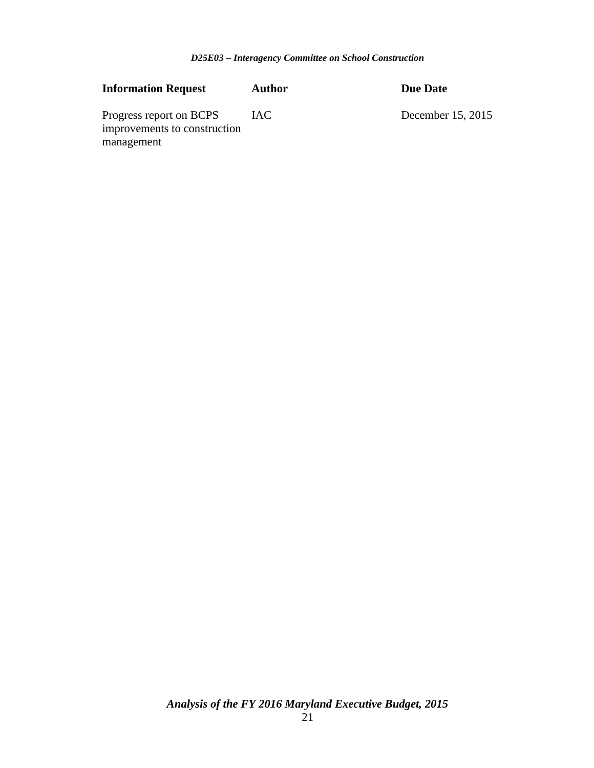| Information Request | Author | Due Date |
| --- | --- | --- |
| Progress report on BCPS improvements to construction management | IAC | December 15, 2015 |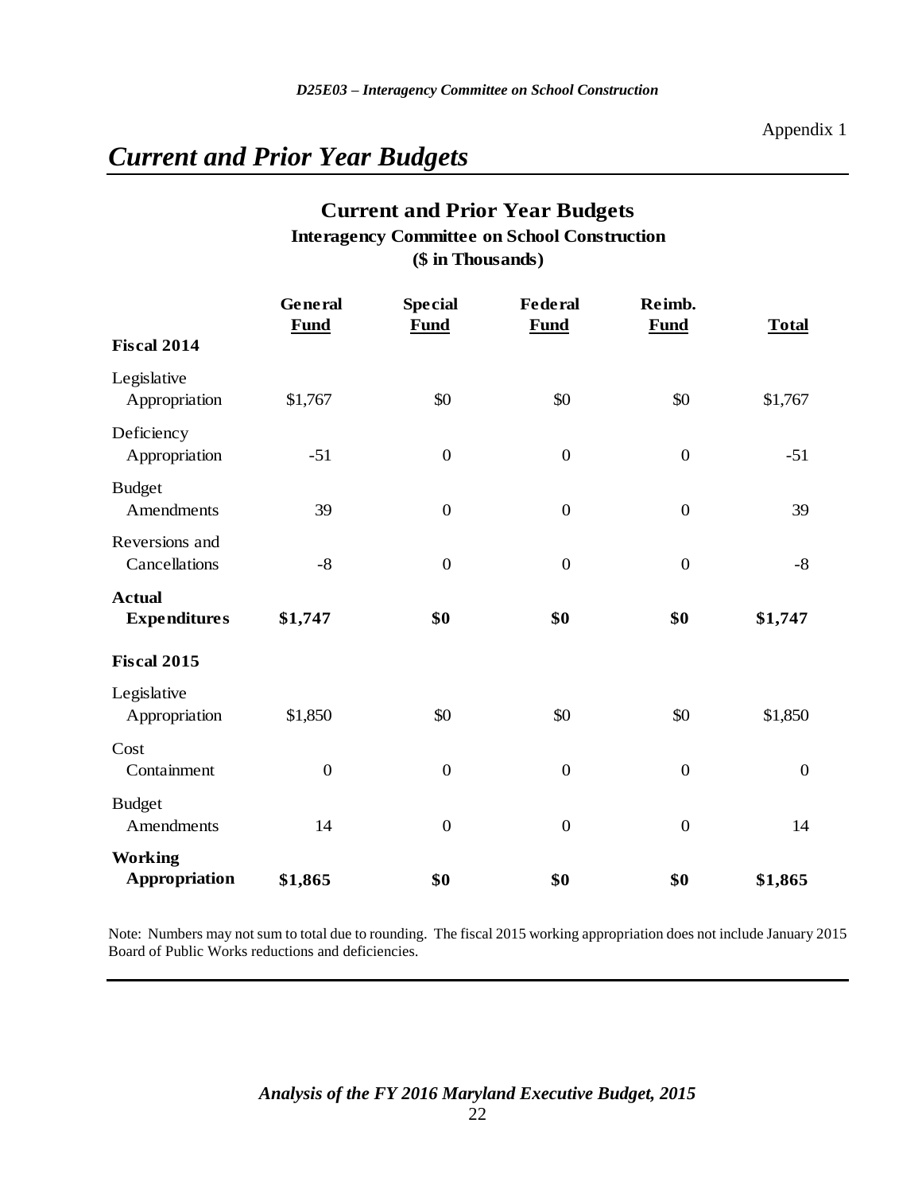Appendix 1

# *Current and Prior Year Budgets*

## Current and Prior Year Budgets
### Interagency Committee on School Construction
### ($ in Thousands)

| | General Fund | Special Fund | Federal Fund | Reimb. Fund | Total |
|---|---|---|---|---|---|
| **Fiscal 2014** | | | | | |
| Legislative Appropriation | $1,767 | $0 | $0 | $0 | $1,767 |
| Deficiency Appropriation | -51 | 0 | 0 | 0 | -51 |
| Budget Amendments | 39 | 0 | 0 | 0 | 39 |
| Reversions and Cancellations | -8 | 0 | 0 | 0 | -8 |
| **Actual Expenditures** | **$1,747** | **$0** | **$0** | **$0** | **$1,747** |
| **Fiscal 2015** | | | | | |
| Legislative Appropriation | $1,850 | $0 | $0 | $0 | $1,850 |
| Cost Containment | 0 | 0 | 0 | 0 | 0 |
| Budget Amendments | 14 | 0 | 0 | 0 | 14 |
| **Working Appropriation** | **$1,865** | **$0** | **$0** | **$0** | **$1,865** |

Note: Numbers may not sum to total due to rounding. The fiscal 2015 working appropriation does not include January 2015 Board of Public Works reductions and deficiencies.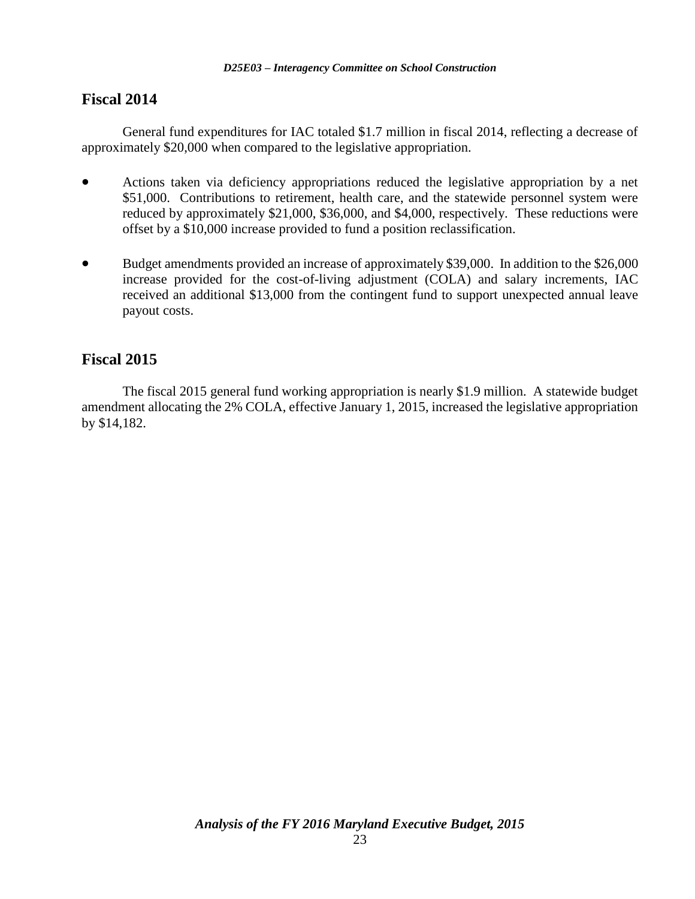## Fiscal 2014

General fund expenditures for IAC totaled $1.7 million in fiscal 2014, reflecting a decrease of approximately $20,000 when compared to the legislative appropriation.

- Actions taken via deficiency appropriations reduced the legislative appropriation by a net $51,000. Contributions to retirement, health care, and the statewide personnel system were reduced by approximately $21,000, $36,000, and $4,000, respectively. These reductions were offset by a $10,000 increase provided to fund a position reclassification.

- Budget amendments provided an increase of approximately $39,000. In addition to the $26,000 increase provided for the cost-of-living adjustment (COLA) and salary increments, IAC received an additional $13,000 from the contingent fund to support unexpected annual leave payout costs.

## Fiscal 2015

The fiscal 2015 general fund working appropriation is nearly $1.9 million. A statewide budget amendment allocating the 2% COLA, effective January 1, 2015, increased the legislative appropriation by $14,182.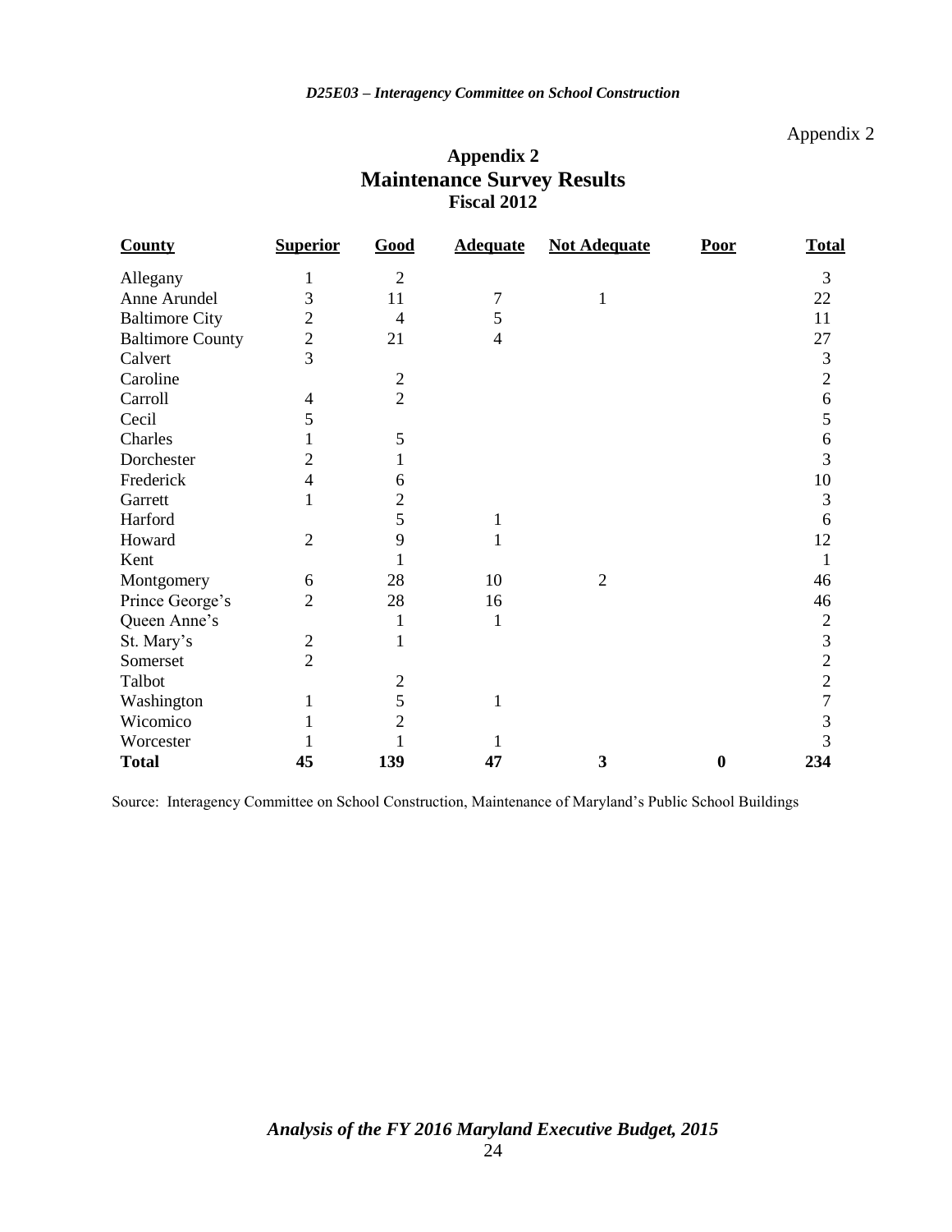Appendix 2

# Appendix 2
## Maintenance Survey Results
### Fiscal 2012

| County | Superior | Good | Adequate | Not Adequate | Poor | Total |
|---|---|---|---|---|---|---|
| Allegany | 1 | 2 | | | | 3 |
| Anne Arundel | 3 | 11 | 7 | 1 | | 22 |
| Baltimore City | 2 | 4 | 5 | | | 11 |
| Baltimore County | 2 | 21 | 4 | | | 27 |
| Calvert | 3 | | | | | 3 |
| Caroline | | 2 | | | | 2 |
| Carroll | 4 | 2 | | | | 6 |
| Cecil | 5 | | | | | 5 |
| Charles | 1 | 5 | | | | 6 |
| Dorchester | 2 | 1 | | | | 3 |
| Frederick | 4 | 6 | | | | 10 |
| Garrett | 1 | 2 | | | | 3 |
| Harford | | 5 | 1 | | | 6 |
| Howard | 2 | 9 | 1 | | | 12 |
| Kent | | 1 | | | | 1 |
| Montgomery | 6 | 28 | 10 | 2 | | 46 |
| Prince George's | 2 | 28 | 16 | | | 46 |
| Queen Anne's | | 1 | 1 | | | 2 |
| St. Mary's | 2 | 1 | | | | 3 |
| Somerset | 2 | | | | | 2 |
| Talbot | | 2 | | | | 2 |
| Washington | 1 | 5 | 1 | | | 7 |
| Wicomico | 1 | 2 | | | | 3 |
| Worcester | 1 | 1 | 1 | | | 3 |
| **Total** | **45** | **139** | **47** | **3** | **0** | **234** |

Source: Interagency Committee on School Construction, Maintenance of Maryland's Public School Buildings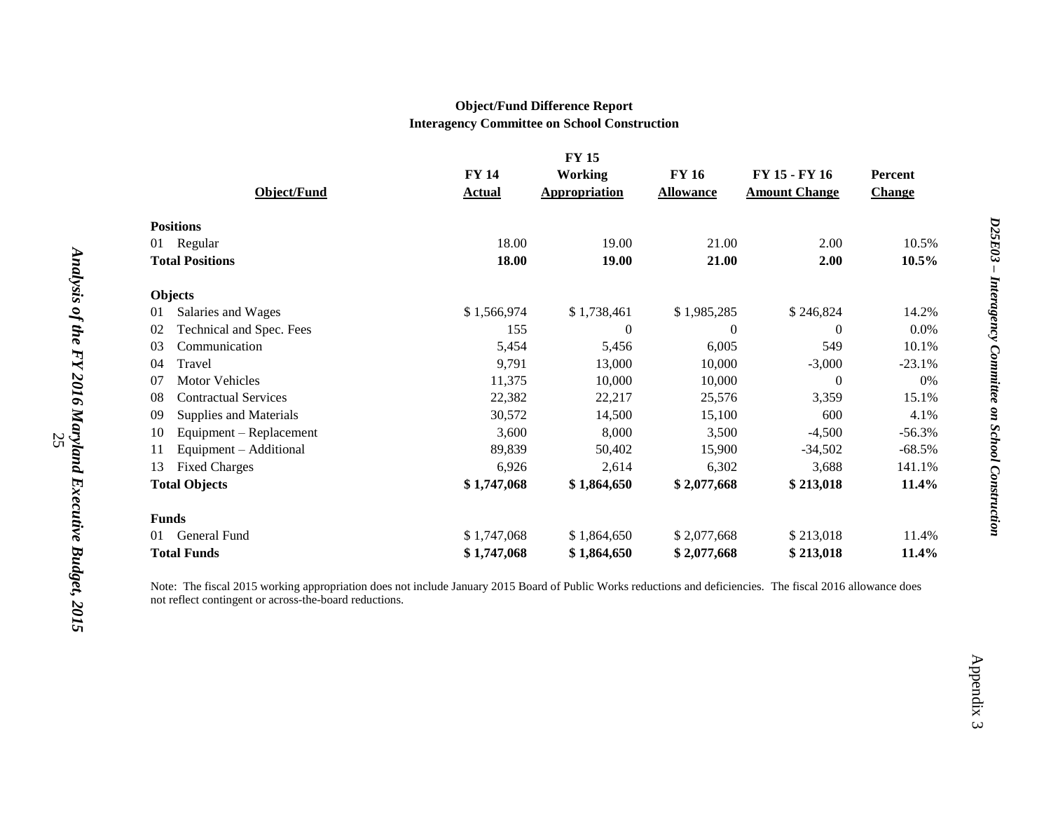**Object/Fund Difference Report**
**Interagency Committee on School Construction**

| Object/Fund | FY 14 Actual | FY 15 Working Appropriation | FY 16 Allowance | FY 15 - FY 16 Amount Change | Percent Change |
|---|---|---|---|---|---|
| **Positions** | | | | | |
| 01 Regular | 18.00 | 19.00 | 21.00 | 2.00 | 10.5% |
| **Total Positions** | **18.00** | **19.00** | **21.00** | **2.00** | **10.5%** |
| **Objects** | | | | | |
| 01 Salaries and Wages | $ 1,566,974 | $ 1,738,461 | $ 1,985,285 | $ 246,824 | 14.2% |
| 02 Technical and Spec. Fees | 155 | 0 | 0 | 0 | 0.0% |
| 03 Communication | 5,454 | 5,456 | 6,005 | 549 | 10.1% |
| 04 Travel | 9,791 | 13,000 | 10,000 | -3,000 | -23.1% |
| 07 Motor Vehicles | 11,375 | 10,000 | 10,000 | 0 | 0% |
| 08 Contractual Services | 22,382 | 22,217 | 25,576 | 3,359 | 15.1% |
| 09 Supplies and Materials | 30,572 | 14,500 | 15,100 | 600 | 4.1% |
| 10 Equipment – Replacement | 3,600 | 8,000 | 3,500 | -4,500 | -56.3% |
| 11 Equipment – Additional | 89,839 | 50,402 | 15,900 | -34,502 | -68.5% |
| 13 Fixed Charges | 6,926 | 2,614 | 6,302 | 3,688 | 141.1% |
| **Total Objects** | **$ 1,747,068** | **$ 1,864,650** | **$ 2,077,668** | **$ 213,018** | **11.4%** |
| **Funds** | | | | | |
| 01 General Fund | $ 1,747,068 | $ 1,864,650 | $ 2,077,668 | $ 213,018 | 11.4% |
| **Total Funds** | **$ 1,747,068** | **$ 1,864,650** | **$ 2,077,668** | **$ 213,018** | **11.4%** |

Note: The fiscal 2015 working appropriation does not include January 2015 Board of Public Works reductions and deficiencies. The fiscal 2016 allowance does not reflect contingent or across-the-board reductions.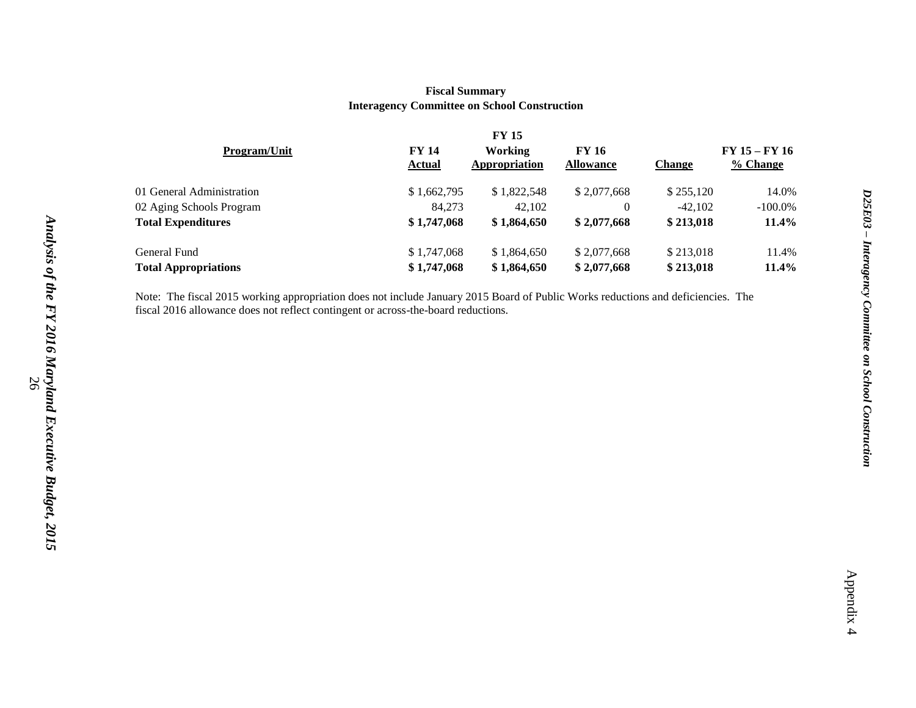**Fiscal Summary**
**Interagency Committee on School Construction**

| Program/Unit | FY 14 Actual | FY 15 Working Appropriation | FY 16 Allowance | Change | FY 15 – FY 16 % Change |
|---|---|---|---|---|---|
| 01 General Administration | $ 1,662,795 | $ 1,822,548 | $ 2,077,668 | $ 255,120 | 14.0% |
| 02 Aging Schools Program | 84,273 | 42,102 | 0 | -42,102 | -100.0% |
| **Total Expenditures** | **$ 1,747,068** | **$ 1,864,650** | **$ 2,077,668** | **$ 213,018** | **11.4%** |
| General Fund | $ 1,747,068 | $ 1,864,650 | $ 2,077,668 | $ 213,018 | 11.4% |
| **Total Appropriations** | **$ 1,747,068** | **$ 1,864,650** | **$ 2,077,668** | **$ 213,018** | **11.4%** |

Note: The fiscal 2015 working appropriation does not include January 2015 Board of Public Works reductions and deficiencies. The fiscal 2016 allowance does not reflect contingent or across-the-board reductions.

Appendix 4